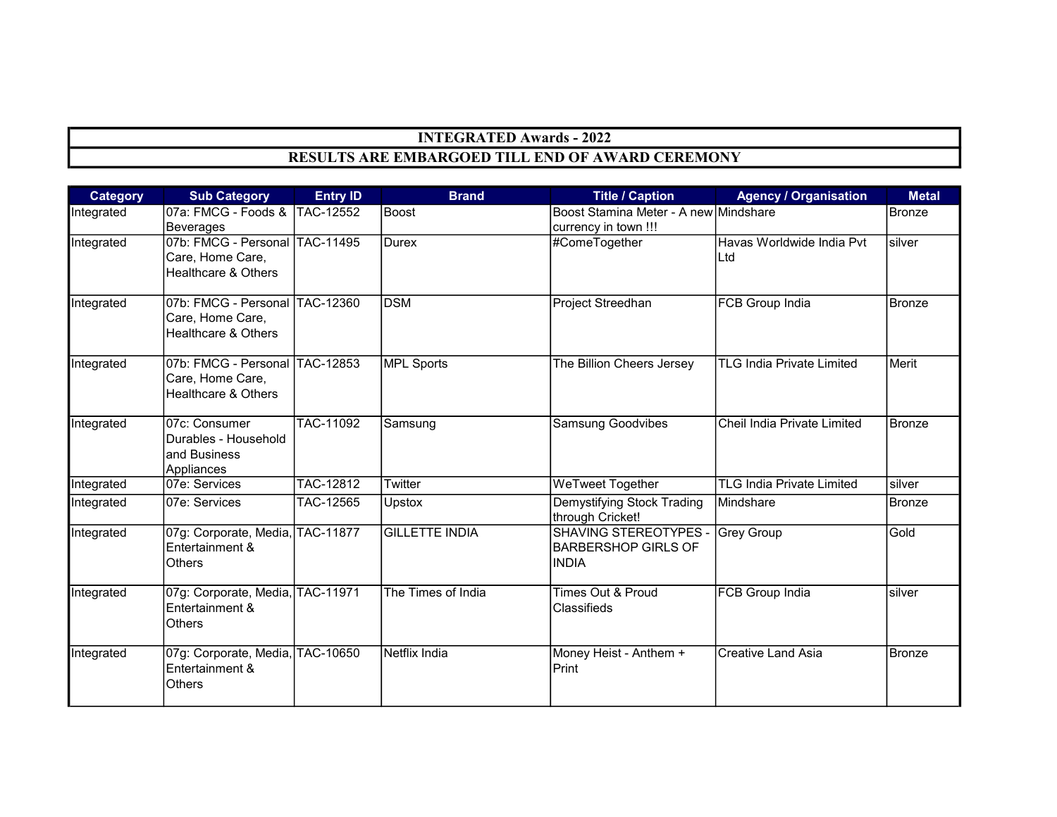# INTEGRATED Awards - 2022

## RESULTS ARE EMBARGOED TILL END OF AWARD CEREMONY

| Category | Sub Category | Entry ID | Brand | Title / Caption | Agency / Organisation | Metal |
|---|---|---|---|---|---|---|
| Integrated | 07a: FMCG - Foods & Beverages | TAC-12552 | Boost | Boost Stamina Meter - A new currency in town !!! | Mindshare | Bronze |
| Integrated | 07b: FMCG - Personal Care, Home Care, Healthcare & Others | TAC-11495 | Durex | #ComeTogether | Havas Worldwide India Pvt Ltd | silver |
| Integrated | 07b: FMCG - Personal Care, Home Care, Healthcare & Others | TAC-12360 | DSM | Project Streedhan | FCB Group India | Bronze |
| Integrated | 07b: FMCG - Personal Care, Home Care, Healthcare & Others | TAC-12853 | MPL Sports | The Billion Cheers Jersey | TLG India Private Limited | Merit |
| Integrated | 07c: Consumer Durables - Household and Business Appliances | TAC-11092 | Samsung | Samsung Goodvibes | Cheil India Private Limited | Bronze |
| Integrated | 07e: Services | TAC-12812 | Twitter | WeTweet Together | TLG India Private Limited | silver |
| Integrated | 07e: Services | TAC-12565 | Upstox | Demystifying Stock Trading through Cricket! | Mindshare | Bronze |
| Integrated | 07g: Corporate, Media, Entertainment & Others | TAC-11877 | GILLETTE INDIA | SHAVING STEREOTYPES - BARBERSHOP GIRLS OF INDIA | Grey Group | Gold |
| Integrated | 07g: Corporate, Media, Entertainment & Others | TAC-11971 | The Times of India | Times Out & Proud Classifieds | FCB Group India | silver |
| Integrated | 07g: Corporate, Media, Entertainment & Others | TAC-10650 | Netflix India | Money Heist - Anthem + Print | Creative Land Asia | Bronze |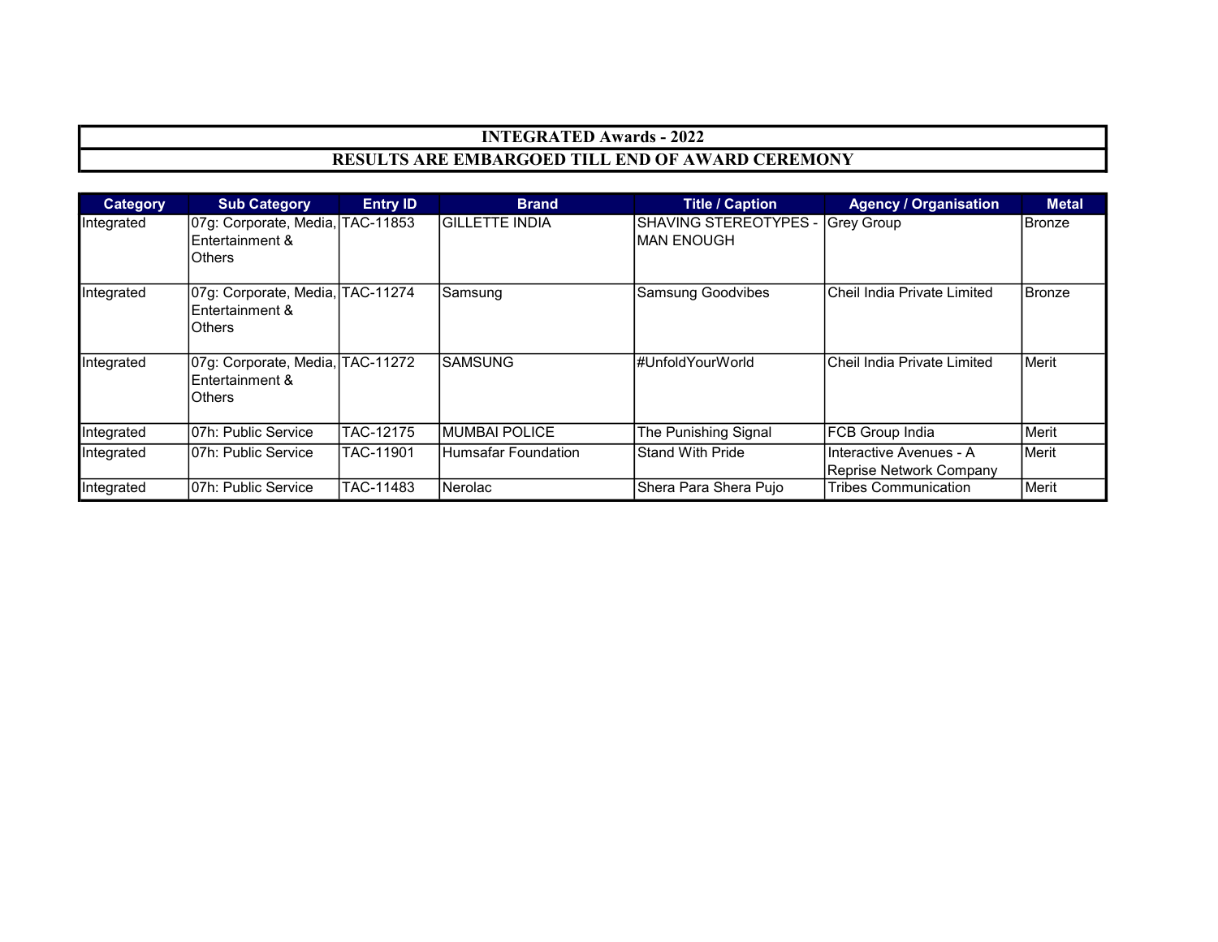## INTEGRATED Awards - 2022

## RESULTS ARE EMBARGOED TILL END OF AWARD CEREMONY

| Category | Sub Category | Entry ID | Brand | Title / Caption | Agency / Organisation | Metal |
|---|---|---|---|---|---|---|
| Integrated | 07g: Corporate, Media, Entertainment & Others | TAC-11853 | GILLETTE INDIA | SHAVING STEREOTYPES - MAN ENOUGH | Grey Group | Bronze |
| Integrated | 07g: Corporate, Media, Entertainment & Others | TAC-11274 | Samsung | Samsung Goodvibes | Cheil India Private Limited | Bronze |
| Integrated | 07g: Corporate, Media, Entertainment & Others | TAC-11272 | SAMSUNG | #UnfoldYourWorld | Cheil India Private Limited | Merit |
| Integrated | 07h: Public Service | TAC-12175 | MUMBAI POLICE | The Punishing Signal | FCB Group India | Merit |
| Integrated | 07h: Public Service | TAC-11901 | Humsafar Foundation | Stand With Pride | Interactive Avenues - A Reprise Network Company | Merit |
| Integrated | 07h: Public Service | TAC-11483 | Nerolac | Shera Para Shera Pujo | Tribes Communication | Merit |